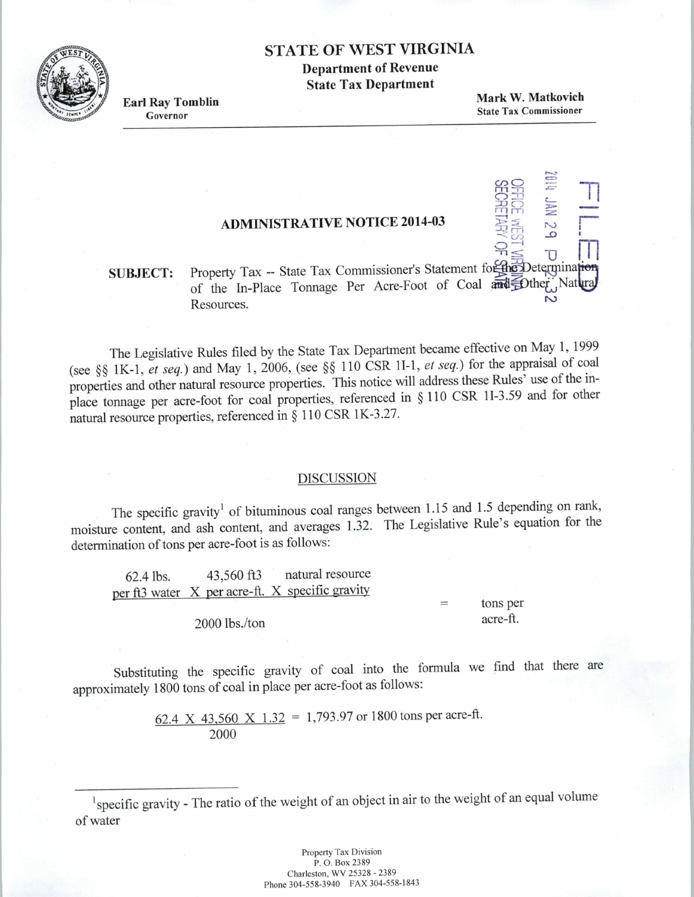# STATE OF WEST VIRGINIA

**Department of Revenue**

**State Tax Department**

**Earl Ray Tomblin**
Governor

**Mark W. Matkovich**
State Tax Commissioner

FILED

2014 JAN 29 P 2:32

OFFICE WEST VIRGINIA SECRETARY OF STATE

## ADMINISTRATIVE NOTICE 2014-03

**SUBJECT:** Property Tax -- State Tax Commissioner's Statement for the Determination of the In-Place Tonnage Per Acre-Foot of Coal and Other Natural Resources.

The Legislative Rules filed by the State Tax Department became effective on May 1, 1999 (see §§ 1K-1, *et seq.*) and May 1, 2006, (see §§ 110 CSR 1I-1, *et seq.*) for the appraisal of coal properties and other natural resource properties. This notice will address these Rules' use of the in-place tonnage per acre-foot for coal properties, referenced in § 110 CSR 1I-3.59 and for other natural resource properties, referenced in § 110 CSR 1K-3.27.

### DISCUSSION

The specific gravity[1] of bituminous coal ranges between 1.15 and 1.5 depending on rank, moisture content, and ash content, and averages 1.32. The Legislative Rule's equation for the determination of tons per acre-foot is as follows:

$$\frac{\text{62.4 lbs. per ft3 water} \times \text{43,560 ft3 per acre-ft.} \times \text{natural resource specific gravity}}{\text{2000 lbs./ton}} = \text{tons per acre-ft.}$$

Substituting the specific gravity of coal into the formula we find that there are approximately 1800 tons of coal in place per acre-foot as follows:

$$\frac{62.4 \times 43{,}560 \times 1.32}{2000} = 1{,}793.97 \text{ or } 1800 \text{ tons per acre-ft.}$$

---

[1] specific gravity - The ratio of the weight of an object in air to the weight of an equal volume of water

Property Tax Division
P. O. Box 2389
Charleston, WV 25328 - 2389
Phone 304-558-3940 FAX 304-558-1843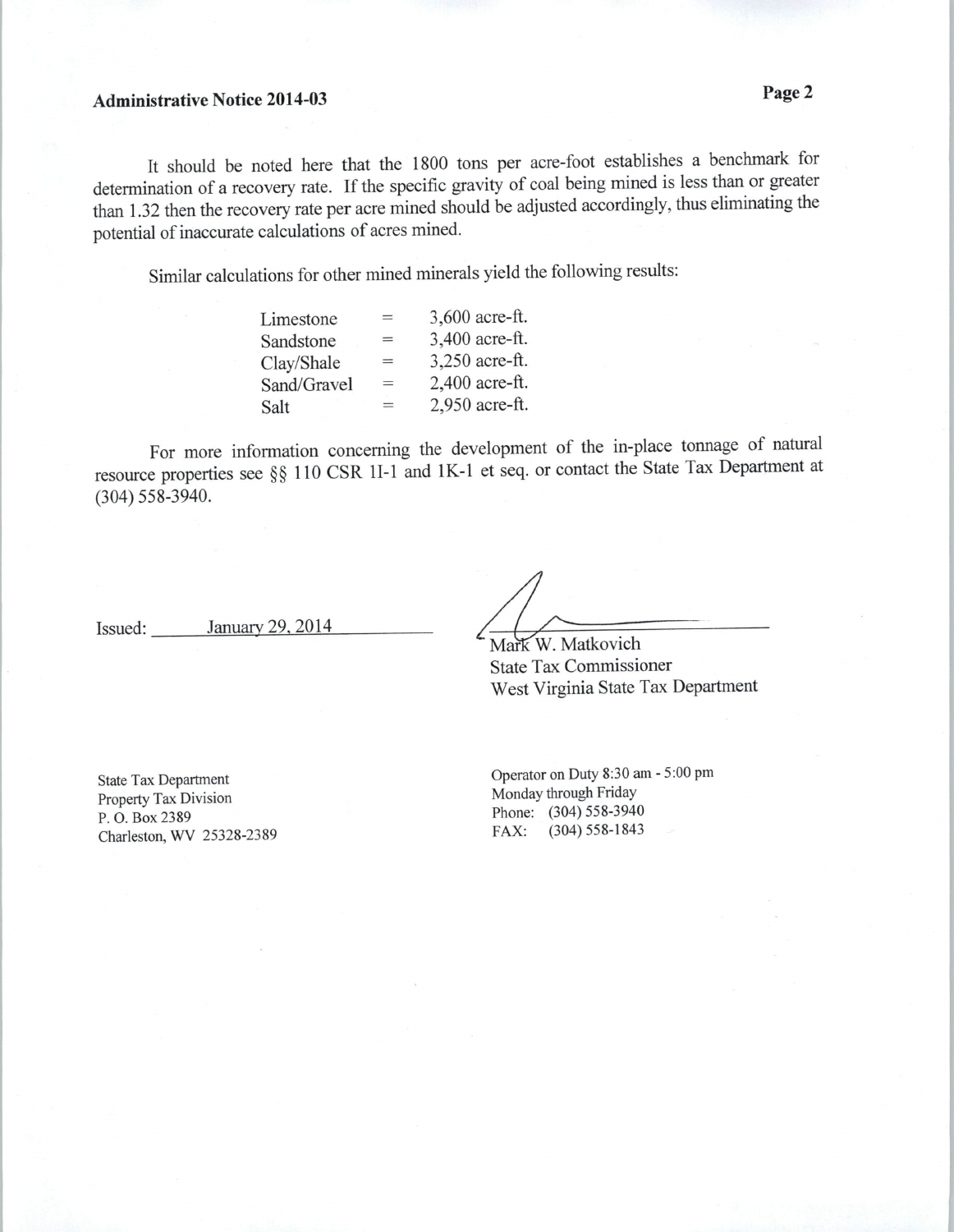It should be noted here that the 1800 tons per acre-foot establishes a benchmark for determination of a recovery rate. If the specific gravity of coal being mined is less than or greater than 1.32 then the recovery rate per acre mined should be adjusted accordingly, thus eliminating the potential of inaccurate calculations of acres mined.

Similar calculations for other mined minerals yield the following results:

| | | |
|---|---|---|
| Limestone | = | 3,600 acre-ft. |
| Sandstone | = | 3,400 acre-ft. |
| Clay/Shale | = | 3,250 acre-ft. |
| Sand/Gravel | = | 2,400 acre-ft. |
| Salt | = | 2,950 acre-ft. |

For more information concerning the development of the in-place tonnage of natural resource properties see §§ 110 CSR 1I-1 and 1K-1 et seq. or contact the State Tax Department at (304) 558-3940.

Issued: January 29, 2014

Mark W. Matkovich
State Tax Commissioner
West Virginia State Tax Department

State Tax Department
Property Tax Division
P. O. Box 2389
Charleston, WV 25328-2389

Operator on Duty 8:30 am - 5:00 pm
Monday through Friday
Phone: (304) 558-3940
FAX: (304) 558-1843